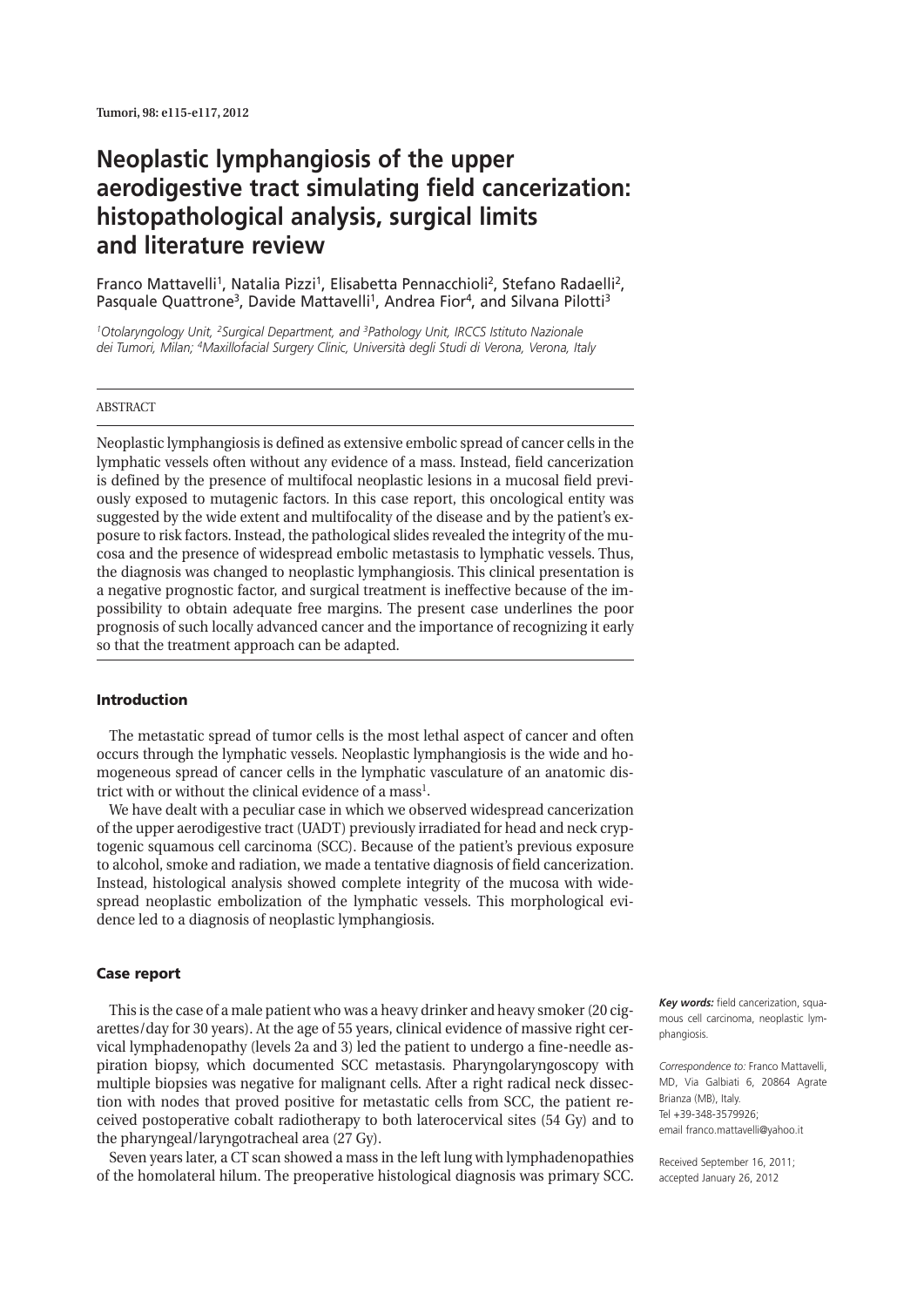# Neoplastic lymphangiosis of the upper aerodigestive tract simulating field cancerization: histopathological analysis, surgical limits and literature review

Franco Mattavelli[1], Natalia Pizzi[1], Elisabetta Pennacchioli[2], Stefano Radaelli[2], Pasquale Quattrone[3], Davide Mattavelli[1], Andrea Fior[4], and Silvana Pilotti[3]

*[1]Otolaryngology Unit, [2]Surgical Department, and [3]Pathology Unit, IRCCS Istituto Nazionale dei Tumori, Milan; [4]Maxillofacial Surgery Clinic, Università degli Studi di Verona, Verona, Italy*

ABSTRACT

Neoplastic lymphangiosis is defined as extensive embolic spread of cancer cells in the lymphatic vessels often without any evidence of a mass. Instead, field cancerization is defined by the presence of multifocal neoplastic lesions in a mucosal field previously exposed to mutagenic factors. In this case report, this oncological entity was suggested by the wide extent and multifocality of the disease and by the patient's exposure to risk factors. Instead, the pathological slides revealed the integrity of the mucosa and the presence of widespread embolic metastasis to lymphatic vessels. Thus, the diagnosis was changed to neoplastic lymphangiosis. This clinical presentation is a negative prognostic factor, and surgical treatment is ineffective because of the impossibility to obtain adequate free margins. The present case underlines the poor prognosis of such locally advanced cancer and the importance of recognizing it early so that the treatment approach can be adapted.

*Key words:* field cancerization, squamous cell carcinoma, neoplastic lymphangiosis.

*Correspondence to:* Franco Mattavelli, MD, Via Galbiati 6, 20864 Agrate Brianza (MB), Italy. Tel +39-348-3579926; email franco.mattavelli@yahoo.it

Received September 16, 2011; accepted January 26, 2012

## Introduction

The metastatic spread of tumor cells is the most lethal aspect of cancer and often occurs through the lymphatic vessels. Neoplastic lymphangiosis is the wide and homogeneous spread of cancer cells in the lymphatic vasculature of an anatomic district with or without the clinical evidence of a mass[1].

We have dealt with a peculiar case in which we observed widespread cancerization of the upper aerodigestive tract (UADT) previously irradiated for head and neck cryptogenic squamous cell carcinoma (SCC). Because of the patient's previous exposure to alcohol, smoke and radiation, we made a tentative diagnosis of field cancerization. Instead, histological analysis showed complete integrity of the mucosa with widespread neoplastic embolization of the lymphatic vessels. This morphological evidence led to a diagnosis of neoplastic lymphangiosis.

## Case report

This is the case of a male patient who was a heavy drinker and heavy smoker (20 cigarettes/day for 30 years). At the age of 55 years, clinical evidence of massive right cervical lymphadenopathy (levels 2a and 3) led the patient to undergo a fine-needle aspiration biopsy, which documented SCC metastasis. Pharyngolaryngoscopy with multiple biopsies was negative for malignant cells. After a right radical neck dissection with nodes that proved positive for metastatic cells from SCC, the patient received postoperative cobalt radiotherapy to both laterocervical sites (54 Gy) and to the pharyngeal/laryngotracheal area (27 Gy).

Seven years later, a CT scan showed a mass in the left lung with lymphadenopathies of the homolateral hilum. The preoperative histological diagnosis was primary SCC.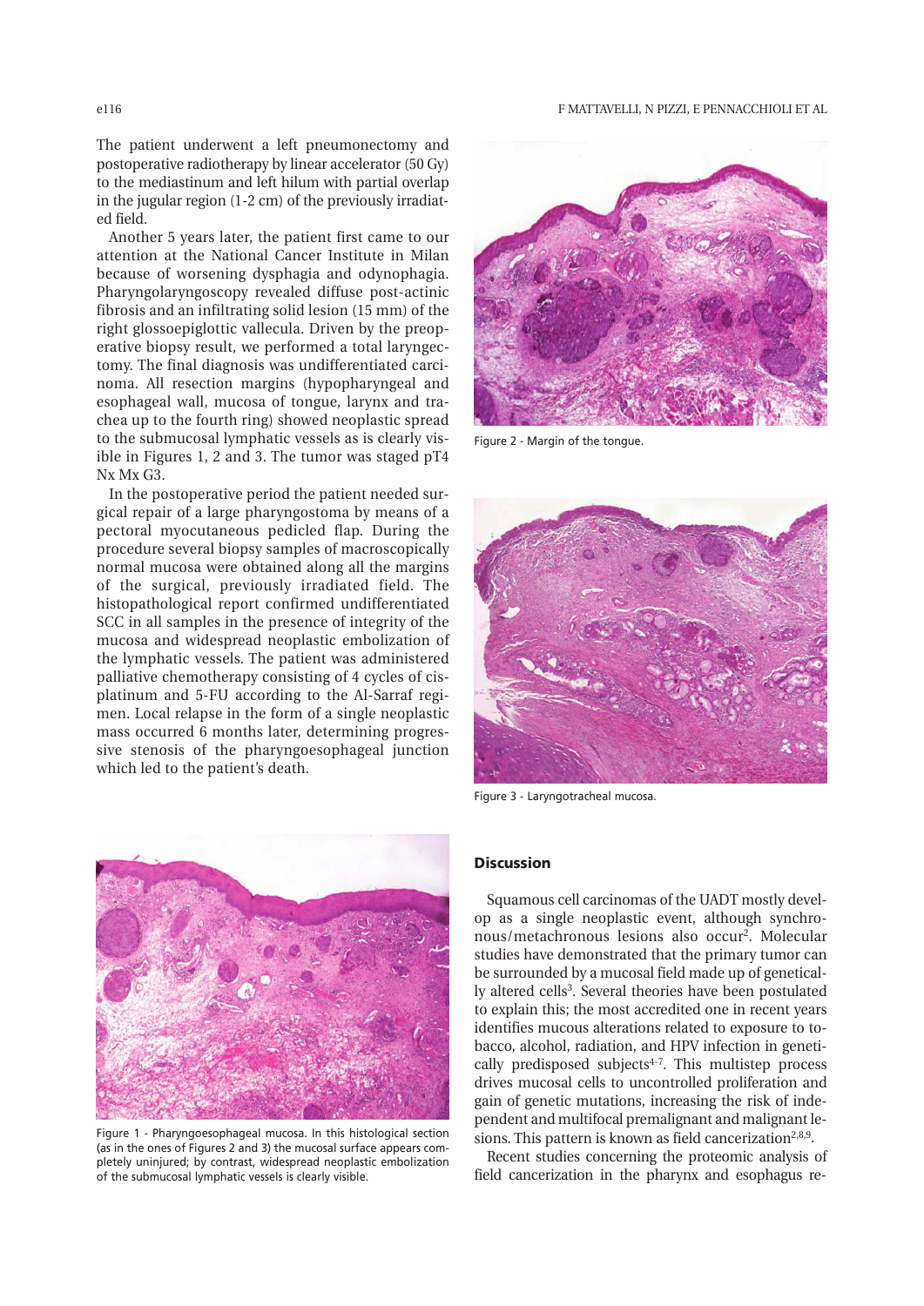The patient underwent a left pneumonectomy and postoperative radiotherapy by linear accelerator (50 Gy) to the mediastinum and left hilum with partial overlap in the jugular region (1-2 cm) of the previously irradiated field.

Another 5 years later, the patient first came to our attention at the National Cancer Institute in Milan because of worsening dysphagia and odynophagia. Pharyngolaryngoscopy revealed diffuse post-actinic fibrosis and an infiltrating solid lesion (15 mm) of the right glossoepiglottic vallecula. Driven by the preoperative biopsy result, we performed a total laryngectomy. The final diagnosis was undifferentiated carcinoma. All resection margins (hypopharyngeal and esophageal wall, mucosa of tongue, larynx and trachea up to the fourth ring) showed neoplastic spread to the submucosal lymphatic vessels as is clearly visible in Figures 1, 2 and 3. The tumor was staged pT4 Nx Mx G3.

In the postoperative period the patient needed surgical repair of a large pharyngostoma by means of a pectoral myocutaneous pedicled flap. During the procedure several biopsy samples of macroscopically normal mucosa were obtained along all the margins of the surgical, previously irradiated field. The histopathological report confirmed undifferentiated SCC in all samples in the presence of integrity of the mucosa and widespread neoplastic embolization of the lymphatic vessels. The patient was administered palliative chemotherapy consisting of 4 cycles of cisplatinum and 5-FU according to the Al-Sarraf regimen. Local relapse in the form of a single neoplastic mass occurred 6 months later, determining progressive stenosis of the pharyngoesophageal junction which led to the patient's death.

Figure 1 - Pharyngoesophageal mucosa. In this histological section (as in the ones of Figures 2 and 3) the mucosal surface appears completely uninjured; by contrast, widespread neoplastic embolization of the submucosal lymphatic vessels is clearly visible.

Figure 2 - Margin of the tongue.

Figure 3 - Laryngotracheal mucosa.

## Discussion

Squamous cell carcinomas of the UADT mostly develop as a single neoplastic event, although synchronous/metachronous lesions also occur[2]. Molecular studies have demonstrated that the primary tumor can be surrounded by a mucosal field made up of genetically altered cells[3]. Several theories have been postulated to explain this; the most accredited one in recent years identifies mucous alterations related to exposure to tobacco, alcohol, radiation, and HPV infection in genetically predisposed subjects[4-7]. This multistep process drives mucosal cells to uncontrolled proliferation and gain of genetic mutations, increasing the risk of independent and multifocal premalignant and malignant lesions. This pattern is known as field cancerization[2,8,9].

Recent studies concerning the proteomic analysis of field cancerization in the pharynx and esophagus re-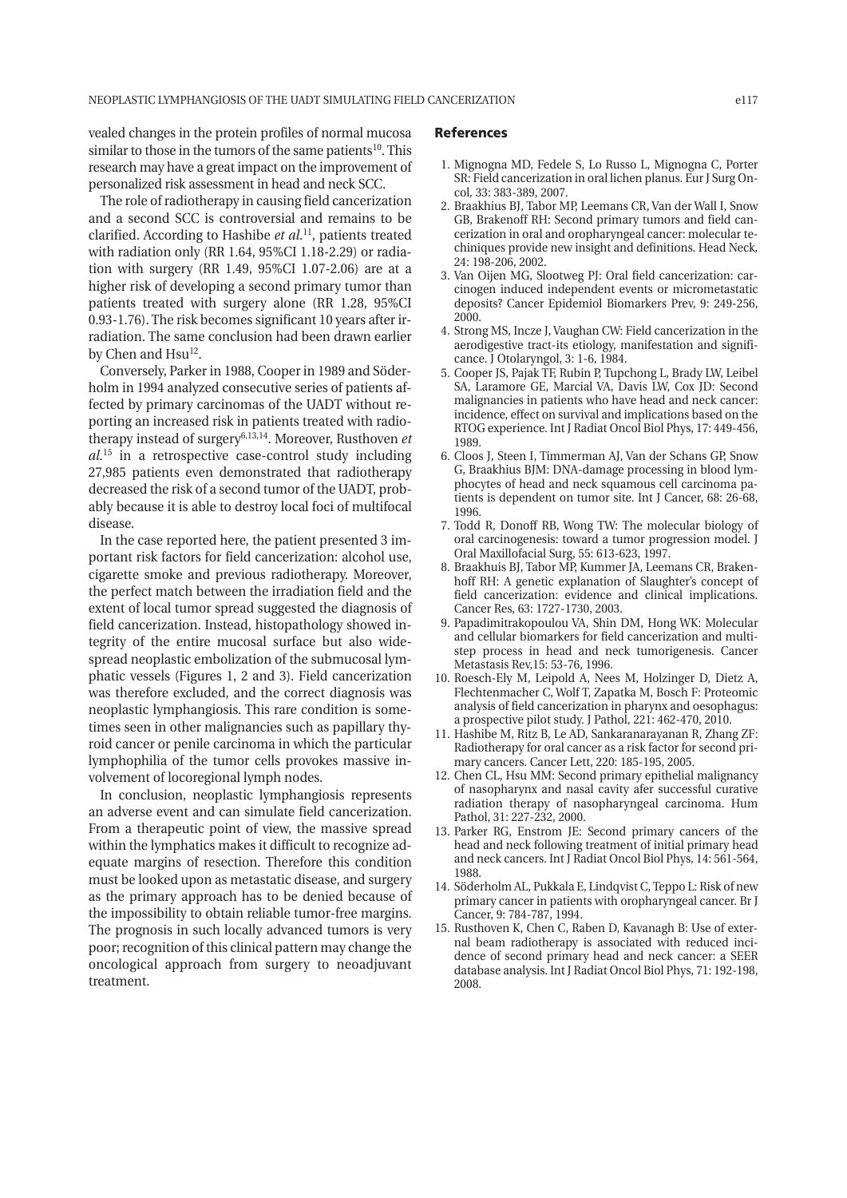vealed changes in the protein profiles of normal mucosa similar to those in the tumors of the same patients[10]. This research may have a great impact on the improvement of personalized risk assessment in head and neck SCC.

The role of radiotherapy in causing field cancerization and a second SCC is controversial and remains to be clarified. According to Hashibe *et al.*[11], patients treated with radiation only (RR 1.64, 95%CI 1.18-2.29) or radiation with surgery (RR 1.49, 95%CI 1.07-2.06) are at a higher risk of developing a second primary tumor than patients treated with surgery alone (RR 1.28, 95%CI 0.93-1.76). The risk becomes significant 10 years after irradiation. The same conclusion had been drawn earlier by Chen and Hsu[12].

Conversely, Parker in 1988, Cooper in 1989 and Söderholm in 1994 analyzed consecutive series of patients affected by primary carcinomas of the UADT without reporting an increased risk in patients treated with radiotherapy instead of surgery[6,13,14]. Moreover, Rusthoven *et al.*[15] in a retrospective case-control study including 27,985 patients even demonstrated that radiotherapy decreased the risk of a second tumor of the UADT, probably because it is able to destroy local foci of multifocal disease.

In the case reported here, the patient presented 3 important risk factors for field cancerization: alcohol use, cigarette smoke and previous radiotherapy. Moreover, the perfect match between the irradiation field and the extent of local tumor spread suggested the diagnosis of field cancerization. Instead, histopathology showed integrity of the entire mucosal surface but also widespread neoplastic embolization of the submucosal lymphatic vessels (Figures 1, 2 and 3). Field cancerization was therefore excluded, and the correct diagnosis was neoplastic lymphangiosis. This rare condition is sometimes seen in other malignancies such as papillary thyroid cancer or penile carcinoma in which the particular lymphophilia of the tumor cells provokes massive involvement of locoregional lymph nodes.

In conclusion, neoplastic lymphangiosis represents an adverse event and can simulate field cancerization. From a therapeutic point of view, the massive spread within the lymphatics makes it difficult to recognize adequate margins of resection. Therefore this condition must be looked upon as metastatic disease, and surgery as the primary approach has to be denied because of the impossibility to obtain reliable tumor-free margins. The prognosis in such locally advanced tumors is very poor; recognition of this clinical pattern may change the oncological approach from surgery to neoadjuvant treatment.

## References

1. Mignogna MD, Fedele S, Lo Russo L, Mignogna C, Porter SR: Field cancerization in oral lichen planus. Eur J Surg Oncol, 33: 383-389, 2007.
2. Braakhuis BJ, Tabor MP, Leemans CR, Van der Wall I, Snow GB, Brakenoff RH: Second primary tumors and field cancerization in oral and oropharyngeal cancer: molecular techiniques provide new insight and definitions. Head Neck, 24: 198-206, 2002.
3. Van Oijen MG, Slootweg PJ: Oral field cancerization: carcinogen induced independent events or micrometastatic deposits? Cancer Epidemiol Biomarkers Prev, 9: 249-256, 2000.
4. Strong MS, Incze J, Vaughan CW: Field cancerization in the aerodigestive tract-its etiology, manifestation and significance. J Otolaryngol, 3: 1-6, 1984.
5. Cooper JS, Pajak TF, Rubin P, Tupchong L, Brady LW, Leibel SA, Laramore GE, Marcial VA, Davis LW, Cox JD: Second malignancies in patients who have head and neck cancer: incidence, effect on survival and implications based on the RTOG experience. Int J Radiat Oncol Biol Phys, 17: 449-456, 1989.
6. Cloos J, Steen I, Timmerman AJ, Van der Schans GP, Snow G, Braakhuis BJM: DNA-damage processing in blood lymphocytes of head and neck squamous cell carcinoma patients is dependent on tumor site. Int J Cancer, 68: 26-68, 1996.
7. Todd R, Donoff RB, Wong TW: The molecular biology of oral carcinogenesis: toward a tumor progression model. J Oral Maxillofacial Surg, 55: 613-623, 1997.
8. Braakhuis BJ, Tabor MP, Kummer JA, Leemans CR, Brakenhoff RH: A genetic explanation of Slaughter's concept of field cancerization: evidence and clinical implications. Cancer Res, 63: 1727-1730, 2003.
9. Papadimitrakopoulou VA, Shin DM, Hong WK: Molecular and cellular biomarkers for field cancerization and multistep process in head and neck tumorigenesis. Cancer Metastasis Rev,15: 53-76, 1996.
10. Roesch-Ely M, Leipold A, Nees M, Holzinger D, Dietz A, Flechtenmacher C, Wolf T, Zapatka M, Bosch F: Proteomic analysis of field cancerization in pharynx and oesophagus: a prospective pilot study. J Pathol, 221: 462-470, 2010.
11. Hashibe M, Ritz B, Le AD, Sankaranarayanan R, Zhang ZF: Radiotherapy for oral cancer as a risk factor for second primary cancers. Cancer Lett, 220: 185-195, 2005.
12. Chen CL, Hsu MM: Second primary epithelial malignancy of nasopharynx and nasal cavity afer successful curative radiation therapy of nasopharyngeal carcinoma. Hum Pathol, 31: 227-232, 2000.
13. Parker RG, Enstrom JE: Second primary cancers of the head and neck following treatment of initial primary head and neck cancers. Int J Radiat Oncol Biol Phys, 14: 561-564, 1988.
14. Söderholm AL, Pukkala E, Lindqvist C, Teppo L: Risk of new primary cancer in patients with oropharyngeal cancer. Br J Cancer, 9: 784-787, 1994.
15. Rusthoven K, Chen C, Raben D, Kavanagh B: Use of external beam radiotherapy is associated with reduced incidence of second primary head and neck cancer: a SEER database analysis. Int J Radiat Oncol Biol Phys, 71: 192-198, 2008.